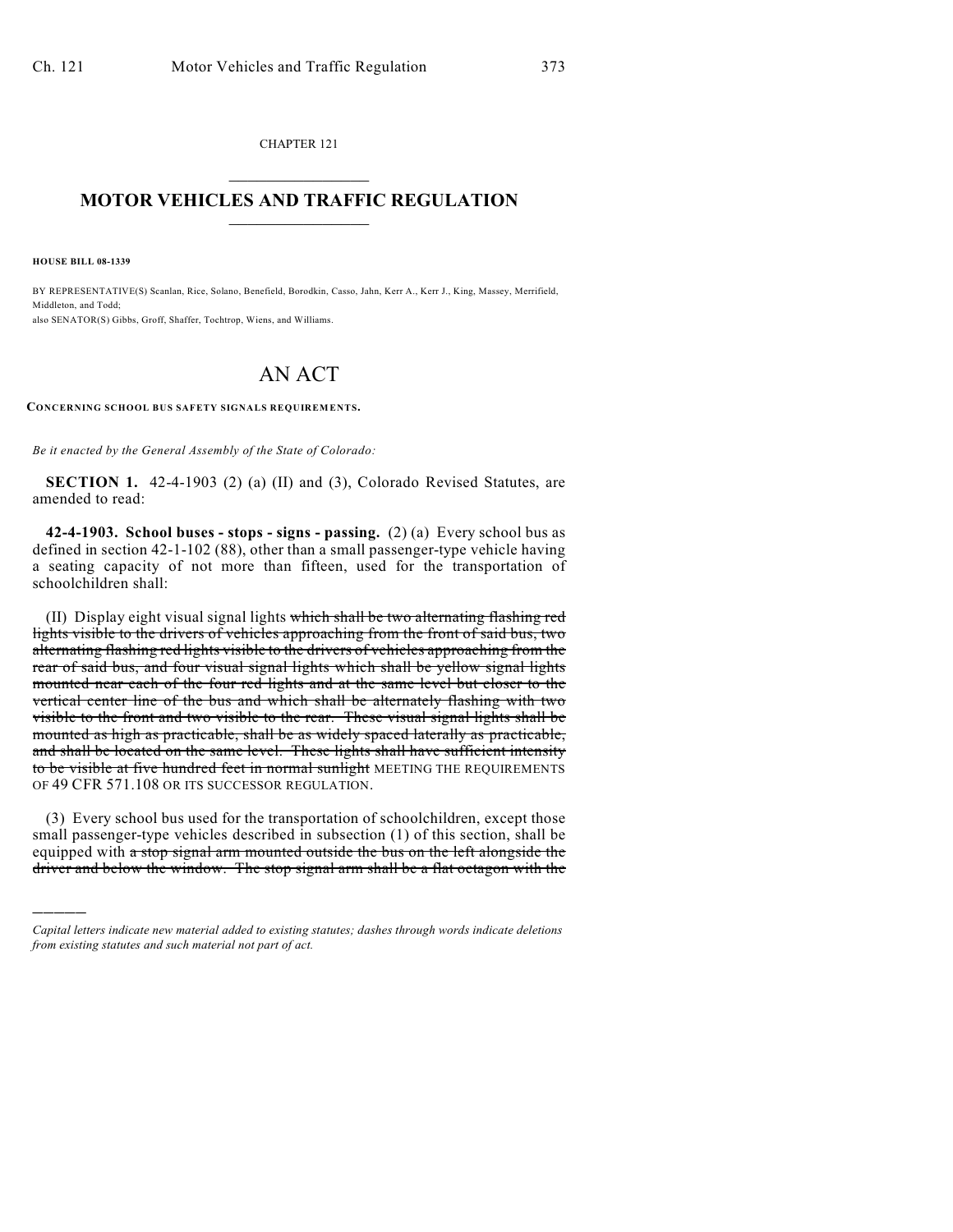CHAPTER 121

# MOTOR VEHICLES AND TRAFFIC REGULATION

**HOUSE BILL 08-1339**

BY REPRESENTATIVE(S) Scanlan, Rice, Solano, Benefield, Borodkin, Casso, Jahn, Kerr A., Kerr J., King, Massey, Merrifield, Middleton, and Todd;
also SENATOR(S) Gibbs, Groff, Shaffer, Tochtrop, Wiens, and Williams.

# AN ACT

**CONCERNING SCHOOL BUS SAFETY SIGNALS REQUIREMENTS.**

*Be it enacted by the General Assembly of the State of Colorado:*

**SECTION 1.** 42-4-1903 (2) (a) (II) and (3), Colorado Revised Statutes, are amended to read:

**42-4-1903. School buses - stops - signs - passing.** (2) (a) Every school bus as defined in section 42-1-102 (88), other than a small passenger-type vehicle having a seating capacity of not more than fifteen, used for the transportation of schoolchildren shall:

(II) Display eight visual signal lights ~~which shall be two alternating flashing red lights visible to the drivers of vehicles approaching from the front of said bus, two alternating flashing red lights visible to the drivers of vehicles approaching from the rear of said bus, and four visual signal lights which shall be yellow signal lights mounted near each of the four red lights and at the same level but closer to the vertical center line of the bus and which shall be alternately flashing with two visible to the front and two visible to the rear. These visual signal lights shall be mounted as high as practicable, shall be as widely spaced laterally as practicable, and shall be located on the same level. These lights shall have sufficient intensity to be visible at five hundred feet in normal sunlight~~ MEETING THE REQUIREMENTS OF 49 CFR 571.108 OR ITS SUCCESSOR REGULATION.

(3) Every school bus used for the transportation of schoolchildren, except those small passenger-type vehicles described in subsection (1) of this section, shall be equipped with ~~a stop signal arm mounted outside the bus on the left alongside the driver and below the window. The stop signal arm shall be a flat octagon with the~~

---

*Capital letters indicate new material added to existing statutes; dashes through words indicate deletions from existing statutes and such material not part of act.*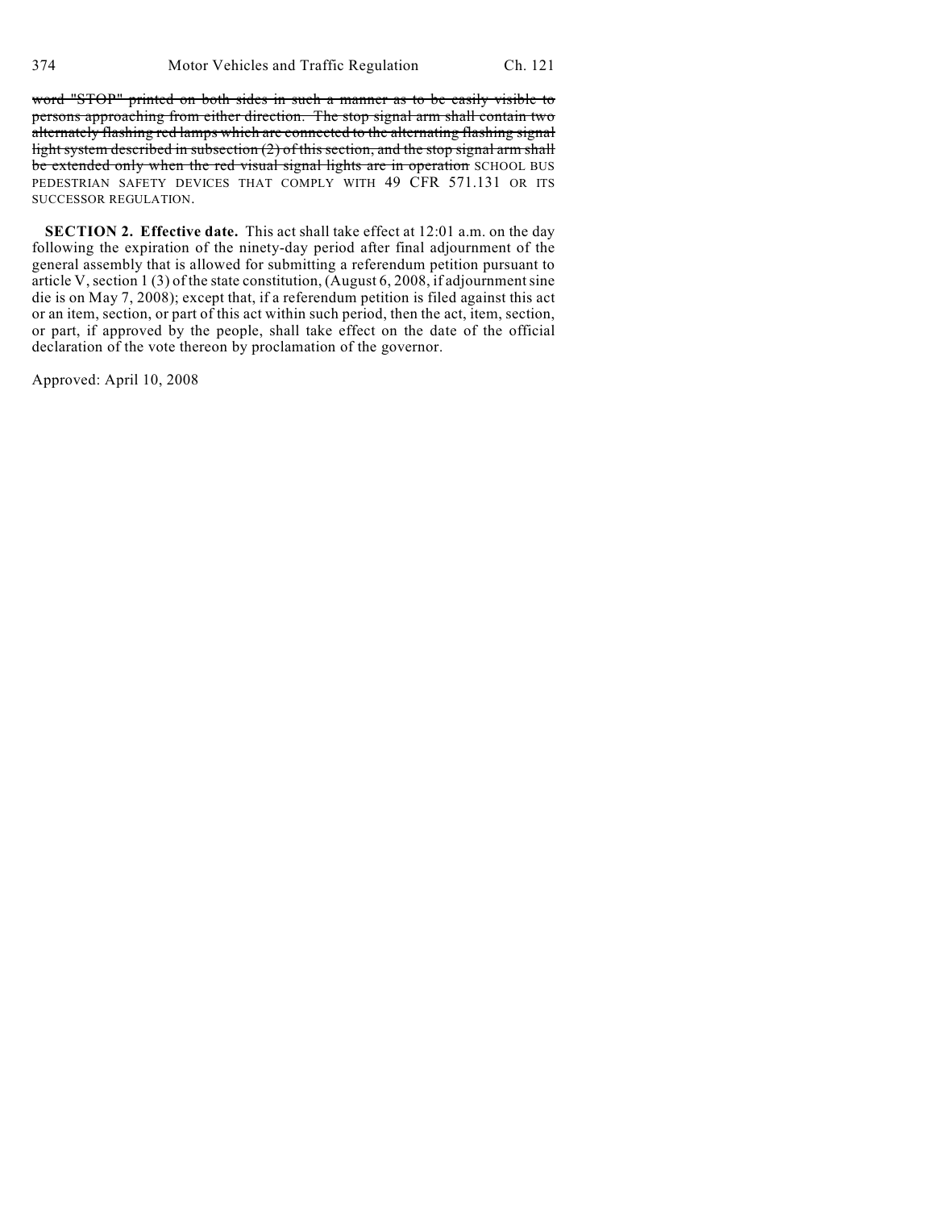~~word "STOP" printed on both sides in such a manner as to be easily visible to persons approaching from either direction. The stop signal arm shall contain two alternately flashing red lamps which are connected to the alternating flashing signal light system described in subsection (2) of this section, and the stop signal arm shall be extended only when the red visual signal lights are in operation~~ SCHOOL BUS PEDESTRIAN SAFETY DEVICES THAT COMPLY WITH 49 CFR 571.131 OR ITS SUCCESSOR REGULATION.

**SECTION 2. Effective date.** This act shall take effect at 12:01 a.m. on the day following the expiration of the ninety-day period after final adjournment of the general assembly that is allowed for submitting a referendum petition pursuant to article V, section 1 (3) of the state constitution, (August 6, 2008, if adjournment sine die is on May 7, 2008); except that, if a referendum petition is filed against this act or an item, section, or part of this act within such period, then the act, item, section, or part, if approved by the people, shall take effect on the date of the official declaration of the vote thereon by proclamation of the governor.

Approved: April 10, 2008